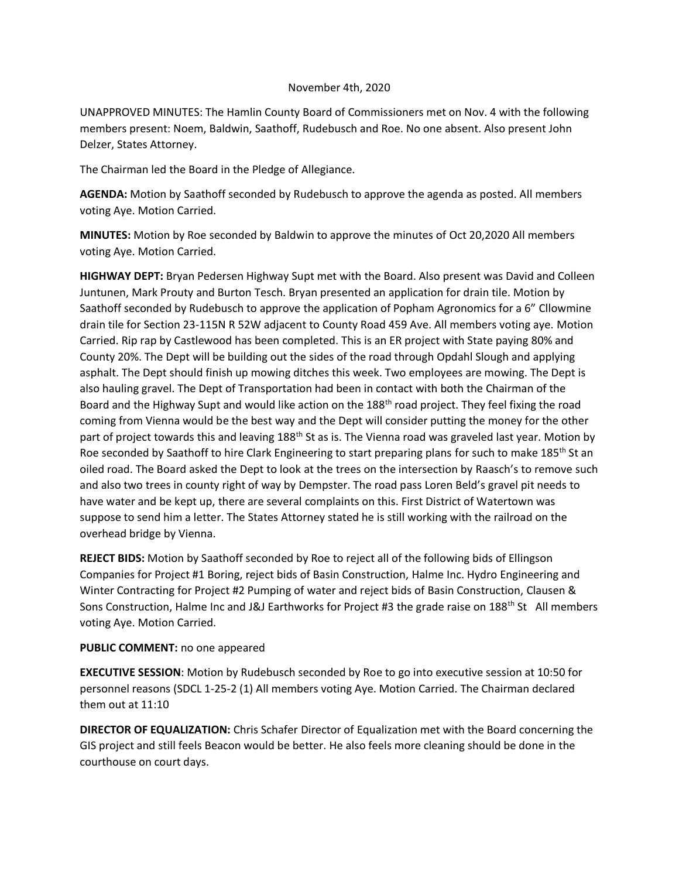November 4th, 2020

UNAPPROVED MINUTES: The Hamlin County Board of Commissioners met on Nov. 4 with the following members present: Noem, Baldwin, Saathoff, Rudebusch and Roe. No one absent. Also present John Delzer, States Attorney.

The Chairman led the Board in the Pledge of Allegiance.

**AGENDA:** Motion by Saathoff seconded by Rudebusch to approve the agenda as posted. All members voting Aye. Motion Carried.

**MINUTES:** Motion by Roe seconded by Baldwin to approve the minutes of Oct 20,2020 All members voting Aye. Motion Carried.

**HIGHWAY DEPT:** Bryan Pedersen Highway Supt met with the Board. Also present was David and Colleen Juntunen, Mark Prouty and Burton Tesch. Bryan presented an application for drain tile. Motion by Saathoff seconded by Rudebusch to approve the application of Popham Agronomics for a 6" Cllowmine drain tile for Section 23-115N R 52W adjacent to County Road 459 Ave. All members voting aye. Motion Carried. Rip rap by Castlewood has been completed. This is an ER project with State paying 80% and County 20%. The Dept will be building out the sides of the road through Opdahl Slough and applying asphalt. The Dept should finish up mowing ditches this week. Two employees are mowing. The Dept is also hauling gravel. The Dept of Transportation had been in contact with both the Chairman of the Board and the Highway Supt and would like action on the 188th road project. They feel fixing the road coming from Vienna would be the best way and the Dept will consider putting the money for the other part of project towards this and leaving 188th St as is. The Vienna road was graveled last year. Motion by Roe seconded by Saathoff to hire Clark Engineering to start preparing plans for such to make 185th St an oiled road. The Board asked the Dept to look at the trees on the intersection by Raasch's to remove such and also two trees in county right of way by Dempster. The road pass Loren Beld's gravel pit needs to have water and be kept up, there are several complaints on this. First District of Watertown was suppose to send him a letter. The States Attorney stated he is still working with the railroad on the overhead bridge by Vienna.

**REJECT BIDS:** Motion by Saathoff seconded by Roe to reject all of the following bids of Ellingson Companies for Project #1 Boring, reject bids of Basin Construction, Halme Inc. Hydro Engineering and Winter Contracting for Project #2 Pumping of water and reject bids of Basin Construction, Clausen & Sons Construction, Halme Inc and J&J Earthworks for Project #3 the grade raise on 188th St All members voting Aye. Motion Carried.

**PUBLIC COMMENT:** no one appeared

**EXECUTIVE SESSION**: Motion by Rudebusch seconded by Roe to go into executive session at 10:50 for personnel reasons (SDCL 1-25-2 (1) All members voting Aye. Motion Carried. The Chairman declared them out at 11:10

**DIRECTOR OF EQUALIZATION:** Chris Schafer Director of Equalization met with the Board concerning the GIS project and still feels Beacon would be better. He also feels more cleaning should be done in the courthouse on court days.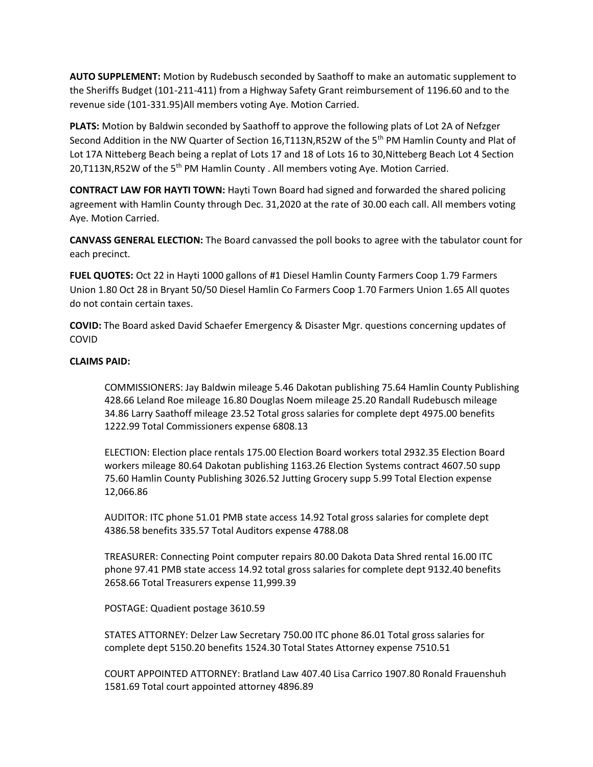**AUTO SUPPLEMENT:** Motion by Rudebusch seconded by Saathoff to make an automatic supplement to the Sheriffs Budget (101-211-411) from a Highway Safety Grant reimbursement of 1196.60 and to the revenue side (101-331.95)All members voting Aye. Motion Carried.

**PLATS:** Motion by Baldwin seconded by Saathoff to approve the following plats of Lot 2A of Nefzger Second Addition in the NW Quarter of Section 16,T113N,R52W of the 5th PM Hamlin County and Plat of Lot 17A Nitteberg Beach being a replat of Lots 17 and 18 of Lots 16 to 30,Nitteberg Beach Lot 4 Section 20,T113N,R52W of the 5th PM Hamlin County . All members voting Aye. Motion Carried.

**CONTRACT LAW FOR HAYTI TOWN:** Hayti Town Board had signed and forwarded the shared policing agreement with Hamlin County through Dec. 31,2020 at the rate of 30.00 each call. All members voting Aye. Motion Carried.

**CANVASS GENERAL ELECTION:** The Board canvassed the poll books to agree with the tabulator count for each precinct.

**FUEL QUOTES:** Oct 22 in Hayti 1000 gallons of #1 Diesel Hamlin County Farmers Coop 1.79 Farmers Union 1.80 Oct 28 in Bryant 50/50 Diesel Hamlin Co Farmers Coop 1.70 Farmers Union 1.65 All quotes do not contain certain taxes.

**COVID:** The Board asked David Schaefer Emergency & Disaster Mgr. questions concerning updates of COVID

**CLAIMS PAID:**

COMMISSIONERS: Jay Baldwin mileage 5.46 Dakotan publishing 75.64 Hamlin County Publishing 428.66 Leland Roe mileage 16.80 Douglas Noem mileage 25.20 Randall Rudebusch mileage 34.86 Larry Saathoff mileage 23.52 Total gross salaries for complete dept 4975.00 benefits 1222.99 Total Commissioners expense 6808.13

ELECTION: Election place rentals 175.00 Election Board workers total 2932.35 Election Board workers mileage 80.64 Dakotan publishing 1163.26 Election Systems contract 4607.50 supp 75.60 Hamlin County Publishing 3026.52 Jutting Grocery supp 5.99 Total Election expense 12,066.86

AUDITOR: ITC phone 51.01 PMB state access 14.92 Total gross salaries for complete dept 4386.58 benefits 335.57 Total Auditors expense 4788.08

TREASURER: Connecting Point computer repairs 80.00 Dakota Data Shred rental 16.00 ITC phone 97.41 PMB state access 14.92 total gross salaries for complete dept 9132.40 benefits 2658.66 Total Treasurers expense 11,999.39

POSTAGE: Quadient postage 3610.59

STATES ATTORNEY: Delzer Law Secretary 750.00 ITC phone 86.01 Total gross salaries for complete dept 5150.20 benefits 1524.30 Total States Attorney expense 7510.51

COURT APPOINTED ATTORNEY: Bratland Law 407.40 Lisa Carrico 1907.80 Ronald Frauenshuh 1581.69 Total court appointed attorney 4896.89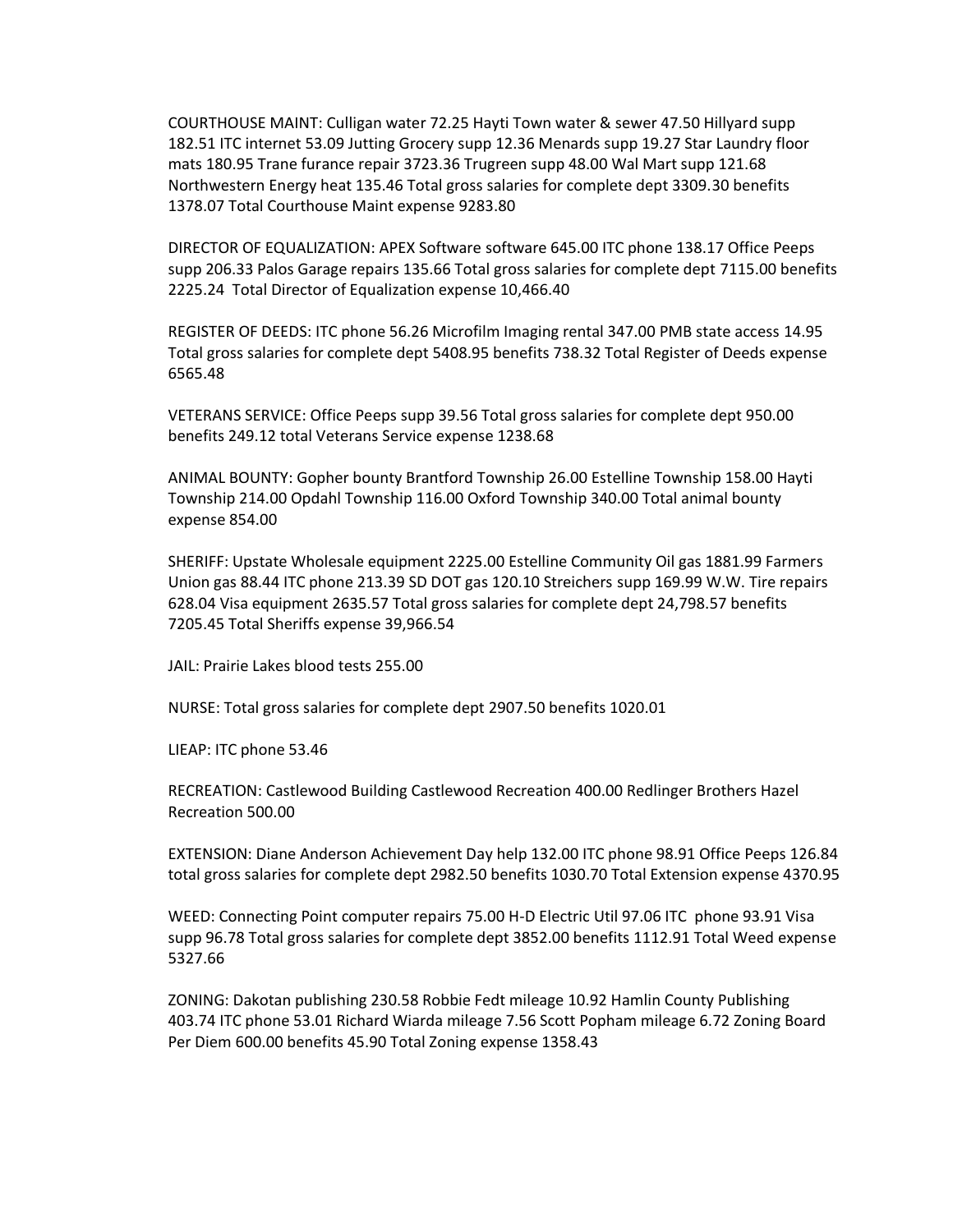COURTHOUSE MAINT: Culligan water 72.25 Hayti Town water & sewer 47.50 Hillyard supp 182.51 ITC internet 53.09 Jutting Grocery supp 12.36 Menards supp 19.27 Star Laundry floor mats 180.95 Trane furance repair 3723.36 Trugreen supp 48.00 Wal Mart supp 121.68 Northwestern Energy heat 135.46 Total gross salaries for complete dept 3309.30 benefits 1378.07 Total Courthouse Maint expense 9283.80

DIRECTOR OF EQUALIZATION: APEX Software software 645.00 ITC phone 138.17 Office Peeps supp 206.33 Palos Garage repairs 135.66 Total gross salaries for complete dept 7115.00 benefits 2225.24 Total Director of Equalization expense 10,466.40

REGISTER OF DEEDS: ITC phone 56.26 Microfilm Imaging rental 347.00 PMB state access 14.95 Total gross salaries for complete dept 5408.95 benefits 738.32 Total Register of Deeds expense 6565.48

VETERANS SERVICE: Office Peeps supp 39.56 Total gross salaries for complete dept 950.00 benefits 249.12 total Veterans Service expense 1238.68

ANIMAL BOUNTY: Gopher bounty Brantford Township 26.00 Estelline Township 158.00 Hayti Township 214.00 Opdahl Township 116.00 Oxford Township 340.00 Total animal bounty expense 854.00

SHERIFF: Upstate Wholesale equipment 2225.00 Estelline Community Oil gas 1881.99 Farmers Union gas 88.44 ITC phone 213.39 SD DOT gas 120.10 Streichers supp 169.99 W.W. Tire repairs 628.04 Visa equipment 2635.57 Total gross salaries for complete dept 24,798.57 benefits 7205.45 Total Sheriffs expense 39,966.54

JAIL: Prairie Lakes blood tests 255.00

NURSE: Total gross salaries for complete dept 2907.50 benefits 1020.01

LIEAP: ITC phone 53.46

RECREATION: Castlewood Building Castlewood Recreation 400.00 Redlinger Brothers Hazel Recreation 500.00

EXTENSION: Diane Anderson Achievement Day help 132.00 ITC phone 98.91 Office Peeps 126.84 total gross salaries for complete dept 2982.50 benefits 1030.70 Total Extension expense 4370.95

WEED: Connecting Point computer repairs 75.00 H-D Electric Util 97.06 ITC phone 93.91 Visa supp 96.78 Total gross salaries for complete dept 3852.00 benefits 1112.91 Total Weed expense 5327.66

ZONING: Dakotan publishing 230.58 Robbie Fedt mileage 10.92 Hamlin County Publishing 403.74 ITC phone 53.01 Richard Wiarda mileage 7.56 Scott Popham mileage 6.72 Zoning Board Per Diem 600.00 benefits 45.90 Total Zoning expense 1358.43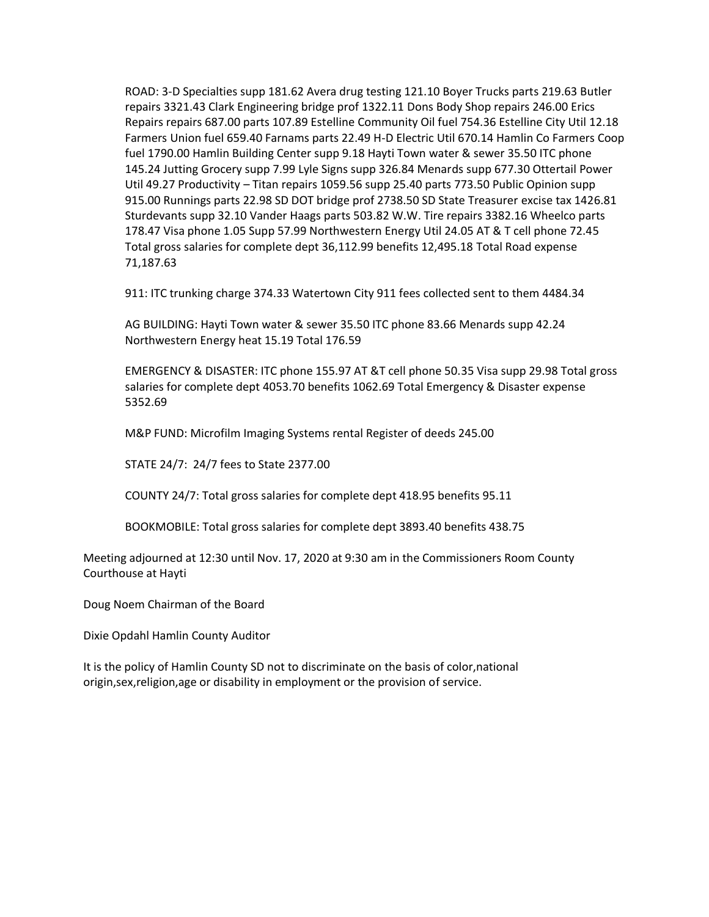ROAD: 3-D Specialties supp 181.62 Avera drug testing 121.10 Boyer Trucks parts 219.63 Butler repairs 3321.43 Clark Engineering bridge prof 1322.11 Dons Body Shop repairs 246.00 Erics Repairs repairs 687.00 parts 107.89 Estelline Community Oil fuel 754.36 Estelline City Util 12.18 Farmers Union fuel 659.40 Farnams parts 22.49 H-D Electric Util 670.14 Hamlin Co Farmers Coop fuel 1790.00 Hamlin Building Center supp 9.18 Hayti Town water & sewer 35.50 ITC phone 145.24 Jutting Grocery supp 7.99 Lyle Signs supp 326.84 Menards supp 677.30 Ottertail Power Util 49.27 Productivity – Titan repairs 1059.56 supp 25.40 parts 773.50 Public Opinion supp 915.00 Runnings parts 22.98 SD DOT bridge prof 2738.50 SD State Treasurer excise tax 1426.81 Sturdevants supp 32.10 Vander Haags parts 503.82 W.W. Tire repairs 3382.16 Wheelco parts 178.47 Visa phone 1.05 Supp 57.99 Northwestern Energy Util 24.05 AT & T cell phone 72.45 Total gross salaries for complete dept 36,112.99 benefits 12,495.18 Total Road expense 71,187.63

911: ITC trunking charge 374.33 Watertown City 911 fees collected sent to them 4484.34

AG BUILDING: Hayti Town water & sewer 35.50 ITC phone 83.66 Menards supp 42.24 Northwestern Energy heat 15.19 Total 176.59

EMERGENCY & DISASTER: ITC phone 155.97 AT &T cell phone 50.35 Visa supp 29.98 Total gross salaries for complete dept 4053.70 benefits 1062.69 Total Emergency & Disaster expense 5352.69

M&P FUND: Microfilm Imaging Systems rental Register of deeds 245.00

STATE 24/7: 24/7 fees to State 2377.00

COUNTY 24/7: Total gross salaries for complete dept 418.95 benefits 95.11

BOOKMOBILE: Total gross salaries for complete dept 3893.40 benefits 438.75

Meeting adjourned at 12:30 until Nov. 17, 2020 at 9:30 am in the Commissioners Room County Courthouse at Hayti

Doug Noem Chairman of the Board

Dixie Opdahl Hamlin County Auditor

It is the policy of Hamlin County SD not to discriminate on the basis of color,national origin,sex,religion,age or disability in employment or the provision of service.